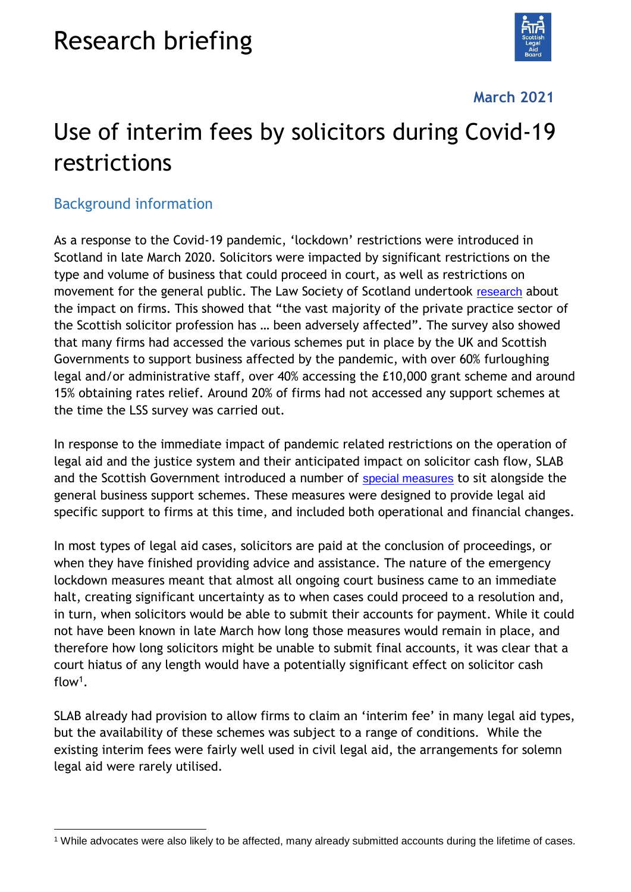# Research briefing

**March 2021**

# Use of interim fees by solicitors during Covid-19 restrictions

## Background information

As a response to the Covid-19 pandemic, 'lockdown' restrictions were introduced in Scotland in late March 2020. Solicitors were impacted by significant restrictions on the type and volume of business that could proceed in court, as well as restrictions on movement for the general public. The Law Society of Scotland undertook research about the impact on firms. This showed that "the vast majority of the private practice sector of the Scottish solicitor profession has … been adversely affected". The survey also showed that many firms had accessed the various schemes put in place by the UK and Scottish Governments to support business affected by the pandemic, with over 60% furloughing legal and/or administrative staff, over 40% accessing the £10,000 grant scheme and around 15% obtaining rates relief. Around 20% of firms had not accessed any support schemes at the time the LSS survey was carried out.

In response to the immediate impact of pandemic related restrictions on the operation of legal aid and the justice system and their anticipated impact on solicitor cash flow, SLAB and the Scottish Government introduced a number of special measures to sit alongside the general business support schemes. These measures were designed to provide legal aid specific support to firms at this time, and included both operational and financial changes.

In most types of legal aid cases, solicitors are paid at the conclusion of proceedings, or when they have finished providing advice and assistance. The nature of the emergency lockdown measures meant that almost all ongoing court business came to an immediate halt, creating significant uncertainty as to when cases could proceed to a resolution and, in turn, when solicitors would be able to submit their accounts for payment. While it could not have been known in late March how long those measures would remain in place, and therefore how long solicitors might be unable to submit final accounts, it was clear that a court hiatus of any length would have a potentially significant effect on solicitor cash flow[1].

SLAB already had provision to allow firms to claim an 'interim fee' in many legal aid types, but the availability of these schemes was subject to a range of conditions. While the existing interim fees were fairly well used in civil legal aid, the arrangements for solemn legal aid were rarely utilised.

[1] While advocates were also likely to be affected, many already submitted accounts during the lifetime of cases.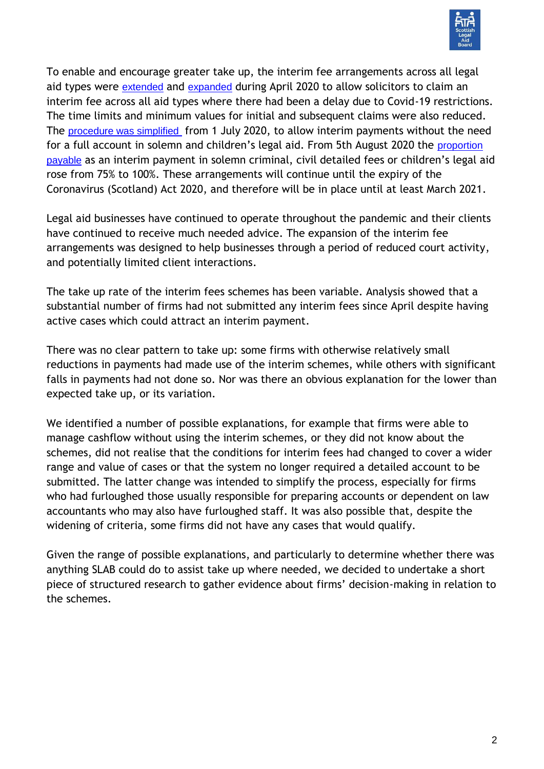To enable and encourage greater take up, the interim fee arrangements across all legal aid types were extended and expanded during April 2020 to allow solicitors to claim an interim fee across all aid types where there had been a delay due to Covid-19 restrictions. The time limits and minimum values for initial and subsequent claims were also reduced. The procedure was simplified from 1 July 2020, to allow interim payments without the need for a full account in solemn and children's legal aid. From 5th August 2020 the proportion payable as an interim payment in solemn criminal, civil detailed fees or children's legal aid rose from 75% to 100%. These arrangements will continue until the expiry of the Coronavirus (Scotland) Act 2020, and therefore will be in place until at least March 2021.

Legal aid businesses have continued to operate throughout the pandemic and their clients have continued to receive much needed advice. The expansion of the interim fee arrangements was designed to help businesses through a period of reduced court activity, and potentially limited client interactions.

The take up rate of the interim fees schemes has been variable. Analysis showed that a substantial number of firms had not submitted any interim fees since April despite having active cases which could attract an interim payment.

There was no clear pattern to take up: some firms with otherwise relatively small reductions in payments had made use of the interim schemes, while others with significant falls in payments had not done so. Nor was there an obvious explanation for the lower than expected take up, or its variation.

We identified a number of possible explanations, for example that firms were able to manage cashflow without using the interim schemes, or they did not know about the schemes, did not realise that the conditions for interim fees had changed to cover a wider range and value of cases or that the system no longer required a detailed account to be submitted. The latter change was intended to simplify the process, especially for firms who had furloughed those usually responsible for preparing accounts or dependent on law accountants who may also have furloughed staff. It was also possible that, despite the widening of criteria, some firms did not have any cases that would qualify.

Given the range of possible explanations, and particularly to determine whether there was anything SLAB could do to assist take up where needed, we decided to undertake a short piece of structured research to gather evidence about firms' decision-making in relation to the schemes.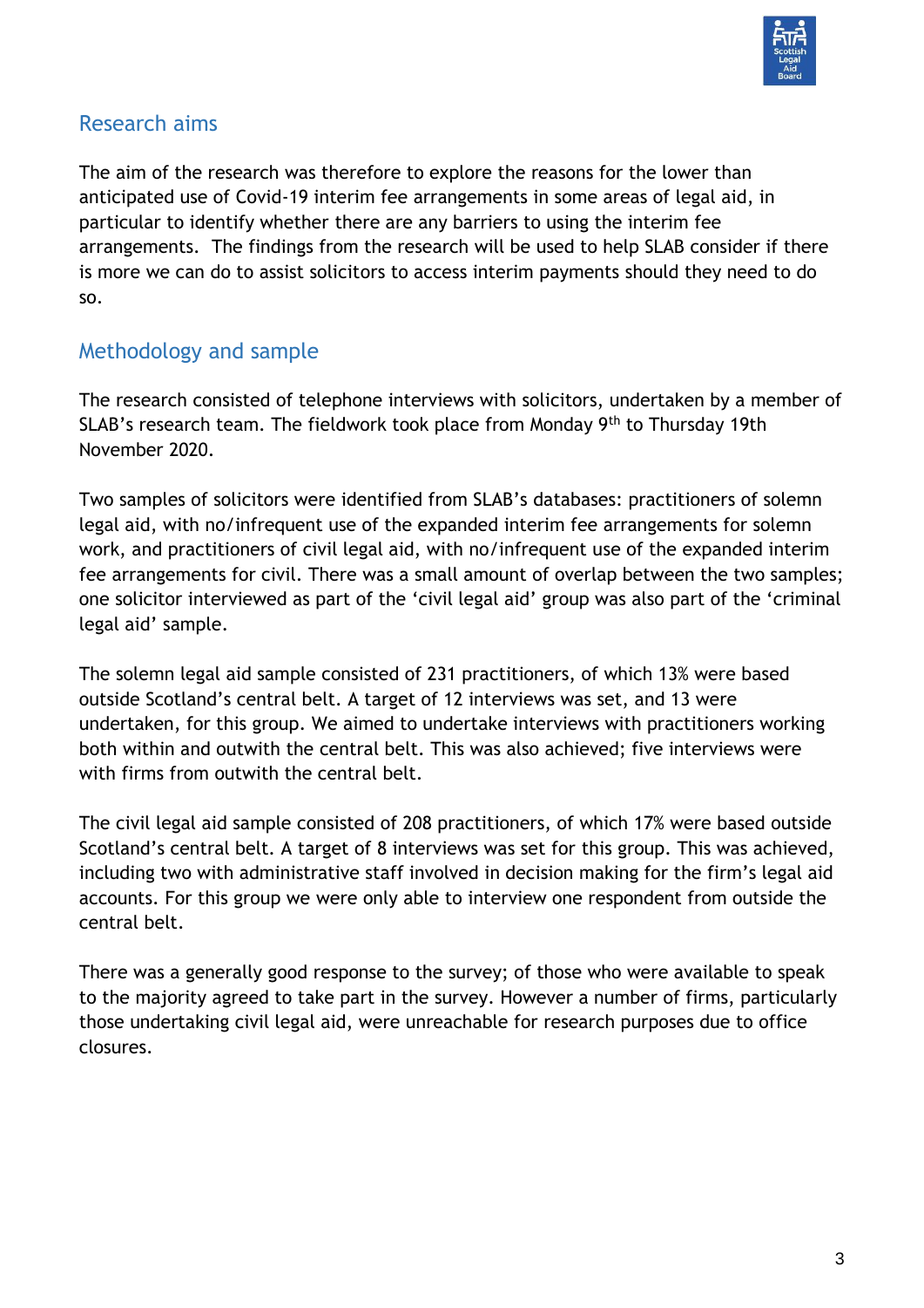## Research aims

The aim of the research was therefore to explore the reasons for the lower than anticipated use of Covid-19 interim fee arrangements in some areas of legal aid, in particular to identify whether there are any barriers to using the interim fee arrangements. The findings from the research will be used to help SLAB consider if there is more we can do to assist solicitors to access interim payments should they need to do so.

## Methodology and sample

The research consisted of telephone interviews with solicitors, undertaken by a member of SLAB's research team. The fieldwork took place from Monday 9th to Thursday 19th November 2020.

Two samples of solicitors were identified from SLAB's databases: practitioners of solemn legal aid, with no/infrequent use of the expanded interim fee arrangements for solemn work, and practitioners of civil legal aid, with no/infrequent use of the expanded interim fee arrangements for civil. There was a small amount of overlap between the two samples; one solicitor interviewed as part of the 'civil legal aid' group was also part of the 'criminal legal aid' sample.

The solemn legal aid sample consisted of 231 practitioners, of which 13% were based outside Scotland's central belt. A target of 12 interviews was set, and 13 were undertaken, for this group. We aimed to undertake interviews with practitioners working both within and outwith the central belt. This was also achieved; five interviews were with firms from outwith the central belt.

The civil legal aid sample consisted of 208 practitioners, of which 17% were based outside Scotland's central belt. A target of 8 interviews was set for this group. This was achieved, including two with administrative staff involved in decision making for the firm's legal aid accounts. For this group we were only able to interview one respondent from outside the central belt.

There was a generally good response to the survey; of those who were available to speak to the majority agreed to take part in the survey. However a number of firms, particularly those undertaking civil legal aid, were unreachable for research purposes due to office closures.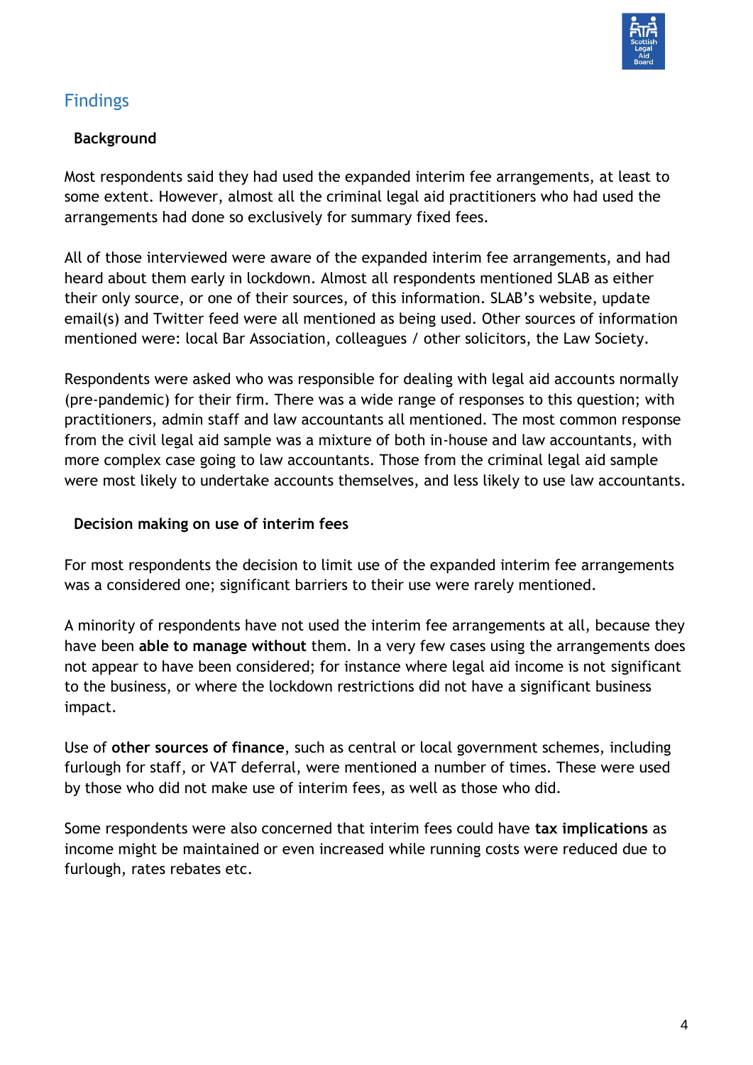## Findings

### Background

Most respondents said they had used the expanded interim fee arrangements, at least to some extent. However, almost all the criminal legal aid practitioners who had used the arrangements had done so exclusively for summary fixed fees.

All of those interviewed were aware of the expanded interim fee arrangements, and had heard about them early in lockdown. Almost all respondents mentioned SLAB as either their only source, or one of their sources, of this information. SLAB's website, update email(s) and Twitter feed were all mentioned as being used. Other sources of information mentioned were: local Bar Association, colleagues / other solicitors, the Law Society.

Respondents were asked who was responsible for dealing with legal aid accounts normally (pre-pandemic) for their firm. There was a wide range of responses to this question; with practitioners, admin staff and law accountants all mentioned. The most common response from the civil legal aid sample was a mixture of both in-house and law accountants, with more complex case going to law accountants. Those from the criminal legal aid sample were most likely to undertake accounts themselves, and less likely to use law accountants.

### Decision making on use of interim fees

For most respondents the decision to limit use of the expanded interim fee arrangements was a considered one; significant barriers to their use were rarely mentioned.

A minority of respondents have not used the interim fee arrangements at all, because they have been **able to manage without** them. In a very few cases using the arrangements does not appear to have been considered; for instance where legal aid income is not significant to the business, or where the lockdown restrictions did not have a significant business impact.

Use of **other sources of finance**, such as central or local government schemes, including furlough for staff, or VAT deferral, were mentioned a number of times. These were used by those who did not make use of interim fees, as well as those who did.

Some respondents were also concerned that interim fees could have **tax implications** as income might be maintained or even increased while running costs were reduced due to furlough, rates rebates etc.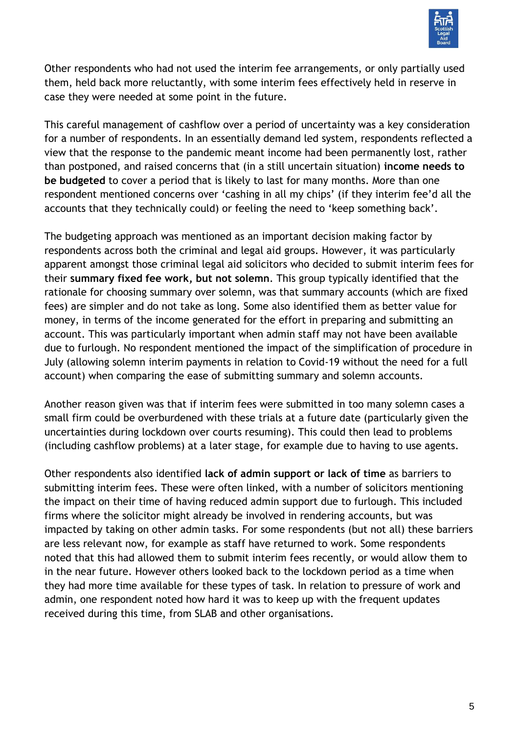Other respondents who had not used the interim fee arrangements, or only partially used them, held back more reluctantly, with some interim fees effectively held in reserve in case they were needed at some point in the future.

This careful management of cashflow over a period of uncertainty was a key consideration for a number of respondents. In an essentially demand led system, respondents reflected a view that the response to the pandemic meant income had been permanently lost, rather than postponed, and raised concerns that (in a still uncertain situation) **income needs to be budgeted** to cover a period that is likely to last for many months. More than one respondent mentioned concerns over 'cashing in all my chips' (if they interim fee'd all the accounts that they technically could) or feeling the need to 'keep something back'.

The budgeting approach was mentioned as an important decision making factor by respondents across both the criminal and legal aid groups. However, it was particularly apparent amongst those criminal legal aid solicitors who decided to submit interim fees for their **summary fixed fee work, but not solemn**. This group typically identified that the rationale for choosing summary over solemn, was that summary accounts (which are fixed fees) are simpler and do not take as long. Some also identified them as better value for money, in terms of the income generated for the effort in preparing and submitting an account. This was particularly important when admin staff may not have been available due to furlough. No respondent mentioned the impact of the simplification of procedure in July (allowing solemn interim payments in relation to Covid-19 without the need for a full account) when comparing the ease of submitting summary and solemn accounts.

Another reason given was that if interim fees were submitted in too many solemn cases a small firm could be overburdened with these trials at a future date (particularly given the uncertainties during lockdown over courts resuming). This could then lead to problems (including cashflow problems) at a later stage, for example due to having to use agents.

Other respondents also identified **lack of admin support or lack of time** as barriers to submitting interim fees. These were often linked, with a number of solicitors mentioning the impact on their time of having reduced admin support due to furlough. This included firms where the solicitor might already be involved in rendering accounts, but was impacted by taking on other admin tasks. For some respondents (but not all) these barriers are less relevant now, for example as staff have returned to work. Some respondents noted that this had allowed them to submit interim fees recently, or would allow them to in the near future. However others looked back to the lockdown period as a time when they had more time available for these types of task. In relation to pressure of work and admin, one respondent noted how hard it was to keep up with the frequent updates received during this time, from SLAB and other organisations.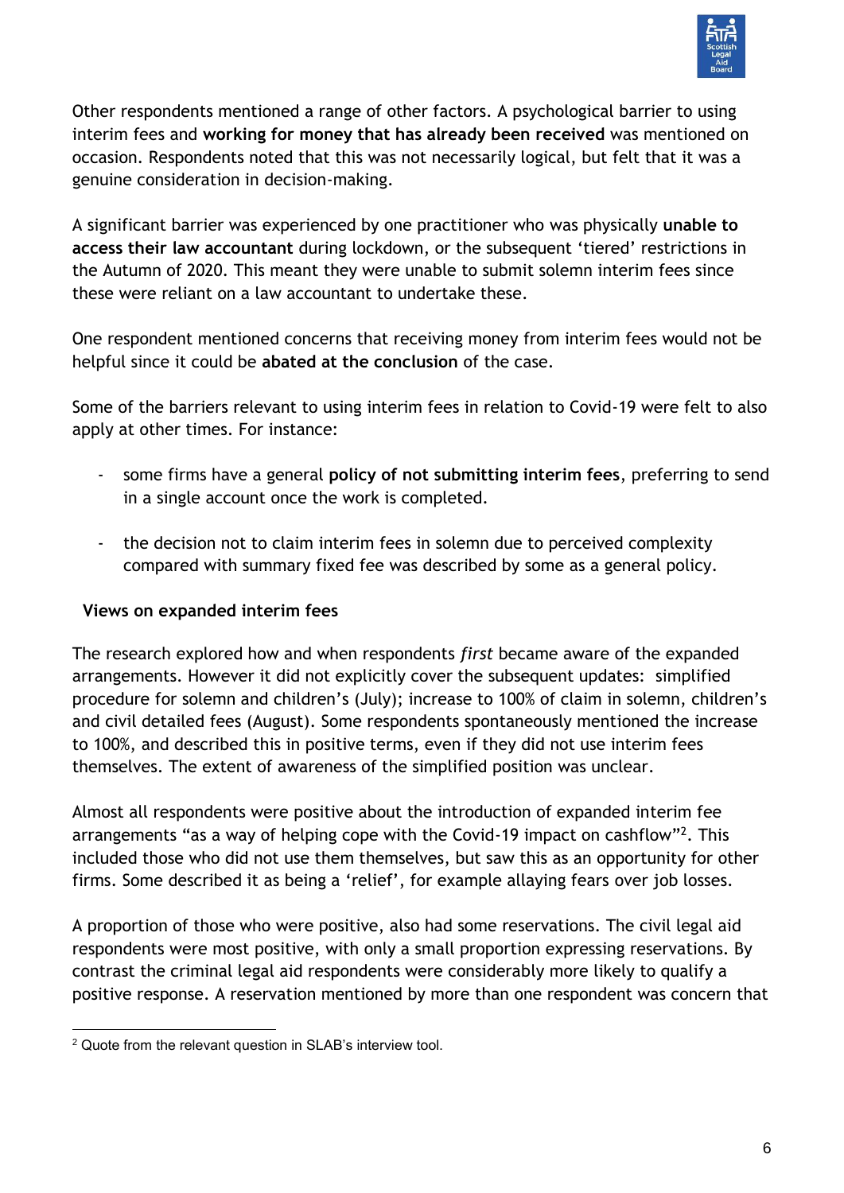Other respondents mentioned a range of other factors. A psychological barrier to using interim fees and **working for money that has already been received** was mentioned on occasion. Respondents noted that this was not necessarily logical, but felt that it was a genuine consideration in decision-making.

A significant barrier was experienced by one practitioner who was physically **unable to access their law accountant** during lockdown, or the subsequent 'tiered' restrictions in the Autumn of 2020. This meant they were unable to submit solemn interim fees since these were reliant on a law accountant to undertake these.

One respondent mentioned concerns that receiving money from interim fees would not be helpful since it could be **abated at the conclusion** of the case.

Some of the barriers relevant to using interim fees in relation to Covid-19 were felt to also apply at other times. For instance:

- some firms have a general **policy of not submitting interim fees**, preferring to send in a single account once the work is completed.

- the decision not to claim interim fees in solemn due to perceived complexity compared with summary fixed fee was described by some as a general policy.

### Views on expanded interim fees

The research explored how and when respondents *first* became aware of the expanded arrangements. However it did not explicitly cover the subsequent updates: simplified procedure for solemn and children's (July); increase to 100% of claim in solemn, children's and civil detailed fees (August). Some respondents spontaneously mentioned the increase to 100%, and described this in positive terms, even if they did not use interim fees themselves. The extent of awareness of the simplified position was unclear.

Almost all respondents were positive about the introduction of expanded interim fee arrangements "as a way of helping cope with the Covid-19 impact on cashflow"[2]. This included those who did not use them themselves, but saw this as an opportunity for other firms. Some described it as being a 'relief', for example allaying fears over job losses.

A proportion of those who were positive, also had some reservations. The civil legal aid respondents were most positive, with only a small proportion expressing reservations. By contrast the criminal legal aid respondents were considerably more likely to qualify a positive response. A reservation mentioned by more than one respondent was concern that

[2] Quote from the relevant question in SLAB's interview tool.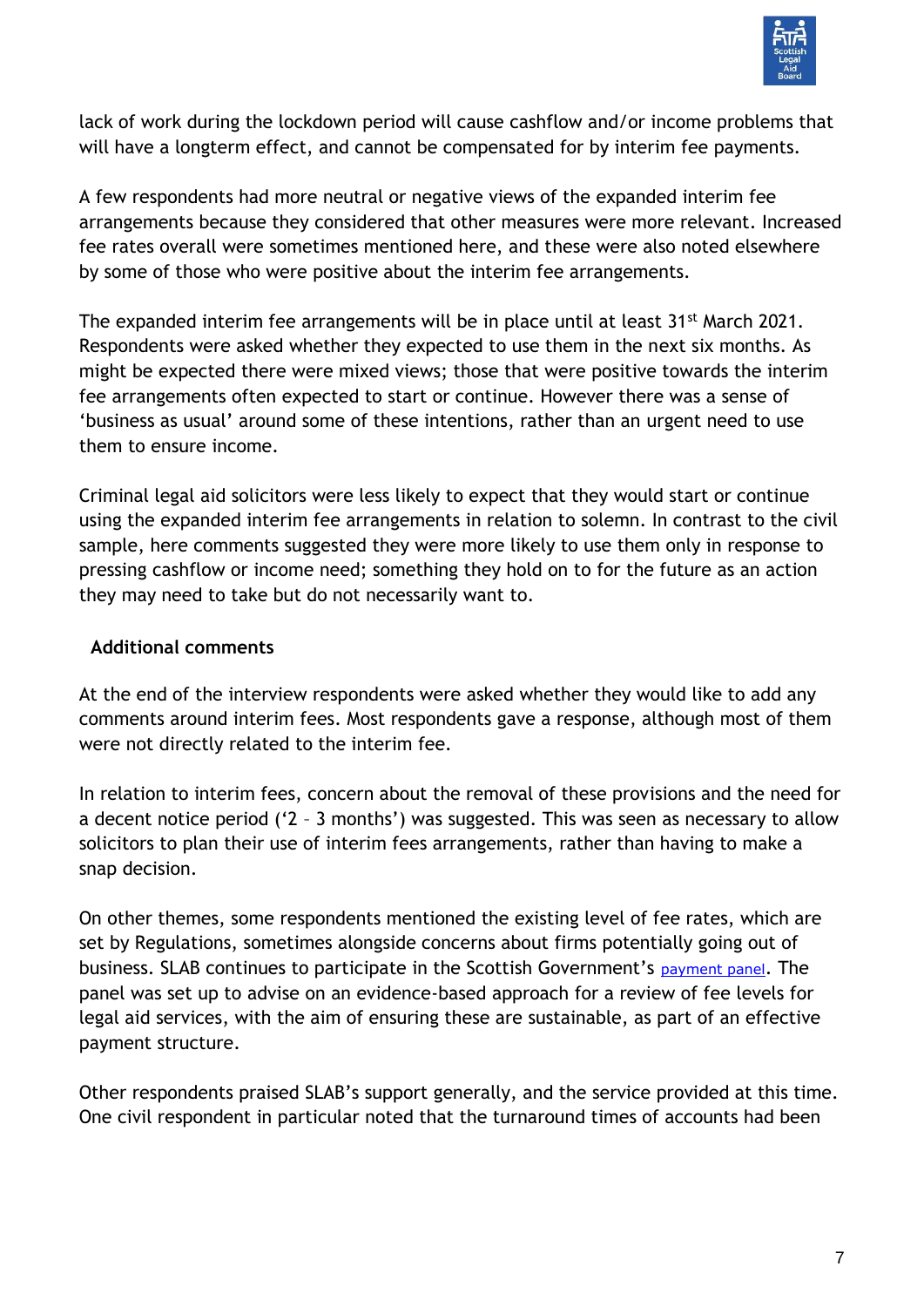lack of work during the lockdown period will cause cashflow and/or income problems that will have a longterm effect, and cannot be compensated for by interim fee payments.

A few respondents had more neutral or negative views of the expanded interim fee arrangements because they considered that other measures were more relevant. Increased fee rates overall were sometimes mentioned here, and these were also noted elsewhere by some of those who were positive about the interim fee arrangements.

The expanded interim fee arrangements will be in place until at least 31st March 2021. Respondents were asked whether they expected to use them in the next six months. As might be expected there were mixed views; those that were positive towards the interim fee arrangements often expected to start or continue. However there was a sense of 'business as usual' around some of these intentions, rather than an urgent need to use them to ensure income.

Criminal legal aid solicitors were less likely to expect that they would start or continue using the expanded interim fee arrangements in relation to solemn. In contrast to the civil sample, here comments suggested they were more likely to use them only in response to pressing cashflow or income need; something they hold on to for the future as an action they may need to take but do not necessarily want to.

**Additional comments**

At the end of the interview respondents were asked whether they would like to add any comments around interim fees. Most respondents gave a response, although most of them were not directly related to the interim fee.

In relation to interim fees, concern about the removal of these provisions and the need for a decent notice period ('2 – 3 months') was suggested. This was seen as necessary to allow solicitors to plan their use of interim fees arrangements, rather than having to make a snap decision.

On other themes, some respondents mentioned the existing level of fee rates, which are set by Regulations, sometimes alongside concerns about firms potentially going out of business. SLAB continues to participate in the Scottish Government's payment panel. The panel was set up to advise on an evidence-based approach for a review of fee levels for legal aid services, with the aim of ensuring these are sustainable, as part of an effective payment structure.

Other respondents praised SLAB's support generally, and the service provided at this time. One civil respondent in particular noted that the turnaround times of accounts had been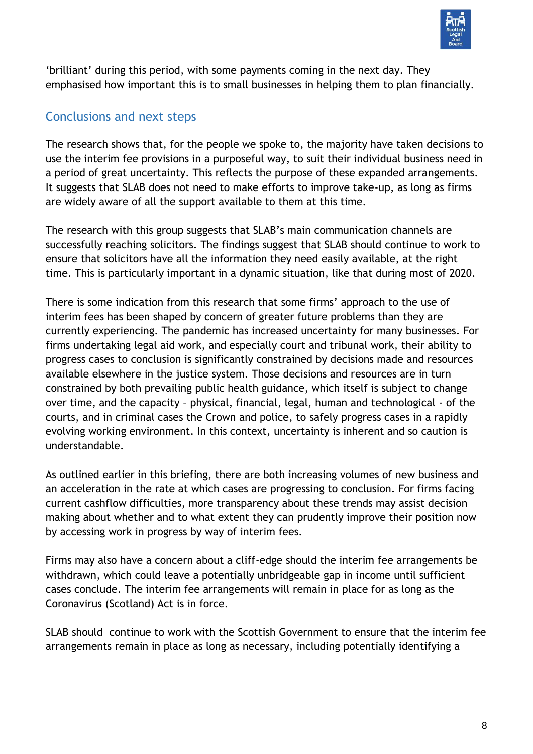'brilliant' during this period, with some payments coming in the next day. They emphasised how important this is to small businesses in helping them to plan financially.

## Conclusions and next steps

The research shows that, for the people we spoke to, the majority have taken decisions to use the interim fee provisions in a purposeful way, to suit their individual business need in a period of great uncertainty. This reflects the purpose of these expanded arrangements. It suggests that SLAB does not need to make efforts to improve take-up, as long as firms are widely aware of all the support available to them at this time.

The research with this group suggests that SLAB's main communication channels are successfully reaching solicitors. The findings suggest that SLAB should continue to work to ensure that solicitors have all the information they need easily available, at the right time. This is particularly important in a dynamic situation, like that during most of 2020.

There is some indication from this research that some firms' approach to the use of interim fees has been shaped by concern of greater future problems than they are currently experiencing. The pandemic has increased uncertainty for many businesses. For firms undertaking legal aid work, and especially court and tribunal work, their ability to progress cases to conclusion is significantly constrained by decisions made and resources available elsewhere in the justice system. Those decisions and resources are in turn constrained by both prevailing public health guidance, which itself is subject to change over time, and the capacity – physical, financial, legal, human and technological - of the courts, and in criminal cases the Crown and police, to safely progress cases in a rapidly evolving working environment. In this context, uncertainty is inherent and so caution is understandable.

As outlined earlier in this briefing, there are both increasing volumes of new business and an acceleration in the rate at which cases are progressing to conclusion. For firms facing current cashflow difficulties, more transparency about these trends may assist decision making about whether and to what extent they can prudently improve their position now by accessing work in progress by way of interim fees.

Firms may also have a concern about a cliff-edge should the interim fee arrangements be withdrawn, which could leave a potentially unbridgeable gap in income until sufficient cases conclude. The interim fee arrangements will remain in place for as long as the Coronavirus (Scotland) Act is in force.

SLAB should continue to work with the Scottish Government to ensure that the interim fee arrangements remain in place as long as necessary, including potentially identifying a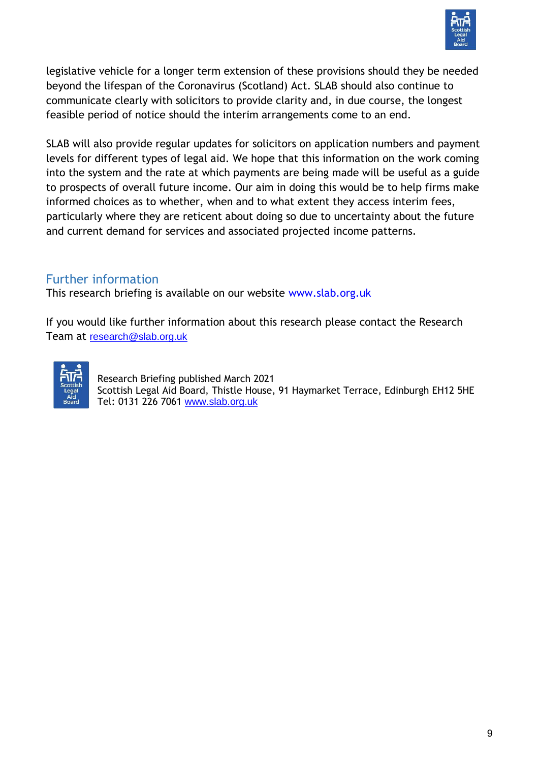legislative vehicle for a longer term extension of these provisions should they be needed beyond the lifespan of the Coronavirus (Scotland) Act. SLAB should also continue to communicate clearly with solicitors to provide clarity and, in due course, the longest feasible period of notice should the interim arrangements come to an end.

SLAB will also provide regular updates for solicitors on application numbers and payment levels for different types of legal aid. We hope that this information on the work coming into the system and the rate at which payments are being made will be useful as a guide to prospects of overall future income. Our aim in doing this would be to help firms make informed choices as to whether, when and to what extent they access interim fees, particularly where they are reticent about doing so due to uncertainty about the future and current demand for services and associated projected income patterns.

## Further information

This research briefing is available on our website www.slab.org.uk

If you would like further information about this research please contact the Research Team at research@slab.org.uk

Research Briefing published March 2021
Scottish Legal Aid Board, Thistle House, 91 Haymarket Terrace, Edinburgh EH12 5HE
Tel: 0131 226 7061 www.slab.org.uk